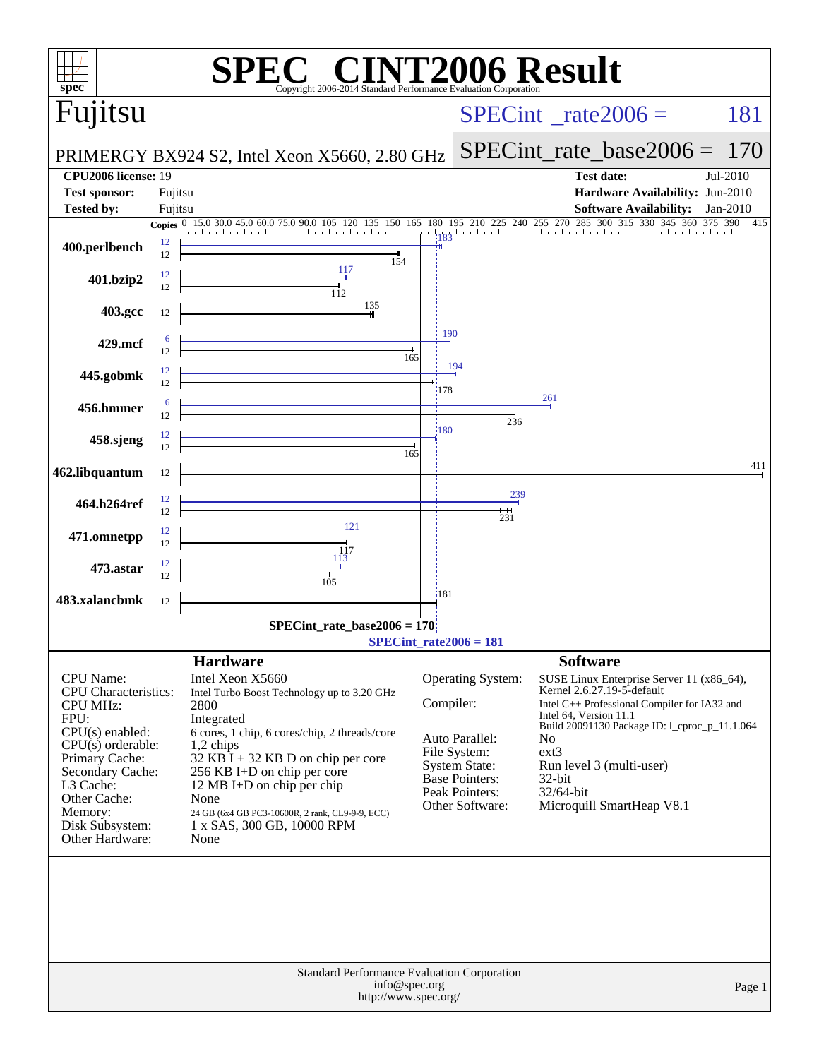# SPEC CINT2006 Result

Copyright 2006-2014 Standard Performance Evaluation Corporation

## Fujitsu

PRIMERGY BX924 S2, Intel Xeon X5660, 2.80 GHz

SPECint_rate2006 = 181

SPECint_rate_base2006 = 170

| | | | |
|---|---|---|---|
| **CPU2006 license:** | 19 | **Test date:** | Jul-2010 |
| **Test sponsor:** | Fujitsu | **Hardware Availability:** | Jun-2010 |
| **Tested by:** | Fujitsu | **Software Availability:** | Jan-2010 |

| Benchmark | Copies (peak) | Peak | Copies (base) | Base |
|---|---|---|---|---|
| 400.perlbench | 12 | 183 | 12 | 154 |
| 401.bzip2 | 12 | 117 | 12 | 112 |
| 403.gcc | | | 12 | 135 |
| 429.mcf | 6 | 190 | 12 | 165 |
| 445.gobmk | 12 | 194 | 12 | 178 |
| 456.hmmer | 6 | 261 | 12 | 236 |
| 458.sjeng | 12 | 180 | 12 | 165 |
| 462.libquantum | | | 12 | 411 |
| 464.h264ref | 12 | 239 | 12 | 231 |
| 471.omnetpp | 12 | 121 | 12 | 117 |
| 473.astar | 12 | 113 | 12 | 105 |
| 483.xalancbmk | | | 12 | 181 |

SPECint_rate_base2006 = 170

SPECint_rate2006 = 181

### Hardware

| | |
|---|---|
| CPU Name: | Intel Xeon X5660 |
| CPU Characteristics: | Intel Turbo Boost Technology up to 3.20 GHz |
| CPU MHz: | 2800 |
| FPU: | Integrated |
| CPU(s) enabled: | 6 cores, 1 chip, 6 cores/chip, 2 threads/core |
| CPU(s) orderable: | 1,2 chips |
| Primary Cache: | 32 KB I + 32 KB D on chip per core |
| Secondary Cache: | 256 KB I+D on chip per core |
| L3 Cache: | 12 MB I+D on chip per chip |
| Other Cache: | None |
| Memory: | 24 GB (6x4 GB PC3-10600R, 2 rank, CL9-9-9, ECC) |
| Disk Subsystem: | 1 x SAS, 300 GB, 10000 RPM |
| Other Hardware: | None |

### Software

| | |
|---|---|
| Operating System: | SUSE Linux Enterprise Server 11 (x86_64), Kernel 2.6.27.19-5-default |
| Compiler: | Intel C++ Professional Compiler for IA32 and Intel 64, Version 11.1 Build 20091130 Package ID: l_cproc_p_11.1.064 |
| Auto Parallel: | No |
| File System: | ext3 |
| System State: | Run level 3 (multi-user) |
| Base Pointers: | 32-bit |
| Peak Pointers: | 32/64-bit |
| Other Software: | Microquill SmartHeap V8.1 |

Standard Performance Evaluation Corporation
info@spec.org
http://www.spec.org/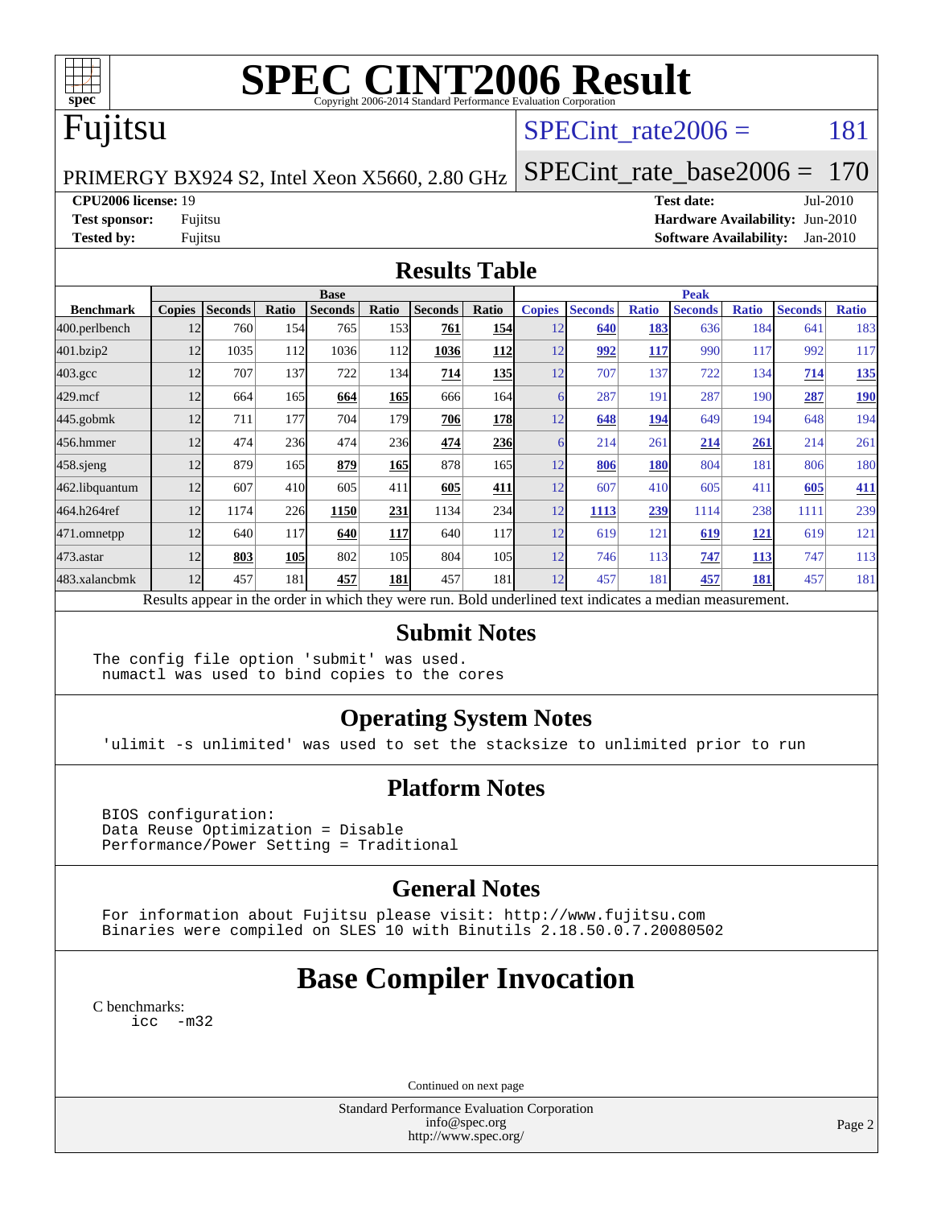# SPEC CINT2006 Result

Copyright 2006-2014 Standard Performance Evaluation Corporation

## Fujitsu

PRIMERGY BX924 S2, Intel Xeon X5660, 2.80 GHz

SPECint_rate2006 = 181

SPECint_rate_base2006 = 170

**CPU2006 license:** 19 **Test date:** Jul-2010

**Test sponsor:** Fujitsu **Hardware Availability:** Jun-2010

**Tested by:** Fujitsu **Software Availability:** Jan-2010

## Results Table

| | Base | | | | | | | Peak | | | | | | |
|---|---|---|---|---|---|---|---|---|---|---|---|---|---|---|
| **Benchmark** | **Copies** | **Seconds** | **Ratio** | **Seconds** | **Ratio** | **Seconds** | **Ratio** | **Copies** | **Seconds** | **Ratio** | **Seconds** | **Ratio** | **Seconds** | **Ratio** |
| 400.perlbench | 12 | 760 | 154 | 765 | 153 | **761** | **154** | 12 | **640** | **183** | 636 | 184 | 641 | 183 |
| 401.bzip2 | 12 | 1035 | 112 | 1036 | 112 | **1036** | **112** | 12 | **992** | **117** | 990 | 117 | 992 | 117 |
| 403.gcc | 12 | 707 | 137 | 722 | 134 | **714** | **135** | 12 | 707 | 137 | 722 | 134 | **714** | **135** |
| 429.mcf | 12 | 664 | 165 | **664** | **165** | 666 | 164 | 6 | 287 | 191 | 287 | 190 | **287** | **190** |
| 445.gobmk | 12 | 711 | 177 | 704 | 179 | **706** | **178** | 12 | **648** | **194** | 649 | 194 | 648 | 194 |
| 456.hmmer | 12 | 474 | 236 | 474 | 236 | **474** | **236** | 6 | 214 | 261 | **214** | **261** | 214 | 261 |
| 458.sjeng | 12 | 879 | 165 | **879** | **165** | 878 | 165 | 12 | **806** | **180** | 804 | 181 | 806 | 180 |
| 462.libquantum | 12 | 607 | 410 | 605 | 411 | **605** | **411** | 12 | 607 | 410 | 605 | 411 | **605** | **411** |
| 464.h264ref | 12 | 1174 | 226 | **1150** | **231** | 1134 | 234 | 12 | **1113** | **239** | 1114 | 238 | 1111 | 239 |
| 471.omnetpp | 12 | 640 | 117 | **640** | **117** | 640 | 117 | 12 | 619 | 121 | **619** | **121** | 619 | 121 |
| 473.astar | 12 | **803** | **105** | 802 | 105 | 804 | 105 | 12 | 746 | 113 | **747** | **113** | 747 | 113 |
| 483.xalancbmk | 12 | 457 | 181 | **457** | **181** | 457 | 181 | 12 | 457 | 181 | **457** | **181** | 457 | 181 |

Results appear in the order in which they were run. Bold underlined text indicates a median measurement.

## Submit Notes

```
The config file option 'submit' was used.
 numactl was used to bind copies to the cores
```

## Operating System Notes

```
'ulimit -s unlimited' was used to set the stacksize to unlimited prior to run
```

## Platform Notes

```
BIOS configuration:
Data Reuse Optimization = Disable
Performance/Power Setting = Traditional
```

## General Notes

```
For information about Fujitsu please visit: http://www.fujitsu.com
Binaries were compiled on SLES 10 with Binutils 2.18.50.0.7.20080502
```

## Base Compiler Invocation

C benchmarks:

```
icc  -m32
```

Continued on next page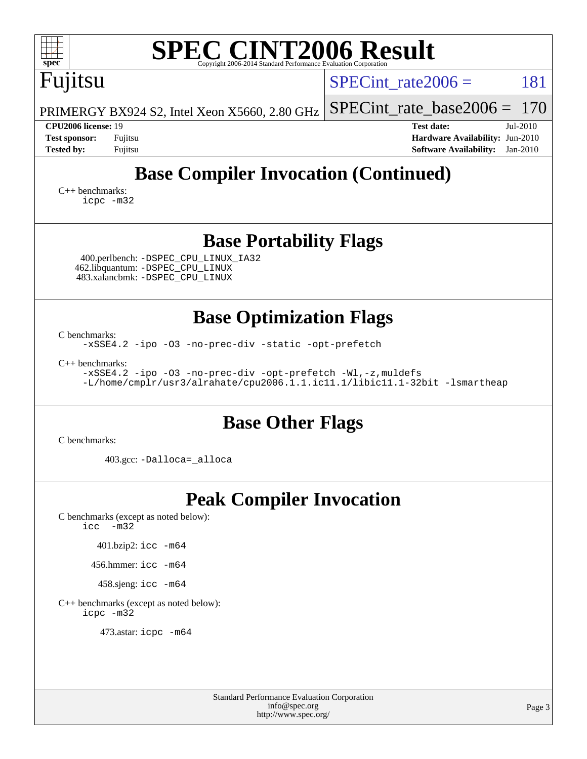## Base Compiler Invocation (Continued)

C++ benchmarks:
icpc -m32

## Base Portability Flags

400.perlbench: -DSPEC_CPU_LINUX_IA32
462.libquantum: -DSPEC_CPU_LINUX
483.xalancbmk: -DSPEC_CPU_LINUX

## Base Optimization Flags

C benchmarks:
-xSSE4.2 -ipo -O3 -no-prec-div -static -opt-prefetch

C++ benchmarks:
-xSSE4.2 -ipo -O3 -no-prec-div -opt-prefetch -Wl,-z,muldefs
-L/home/cmplr/usr3/alrahate/cpu2006.1.1.ic11.1/libic11.1-32bit -lsmartheap

## Base Other Flags

C benchmarks:

403.gcc: -Dalloca=_alloca

## Peak Compiler Invocation

C benchmarks (except as noted below):
icc -m32

401.bzip2: icc -m64

456.hmmer: icc -m64

458.sjeng: icc -m64

C++ benchmarks (except as noted below):
icpc -m32

473.astar: icpc -m64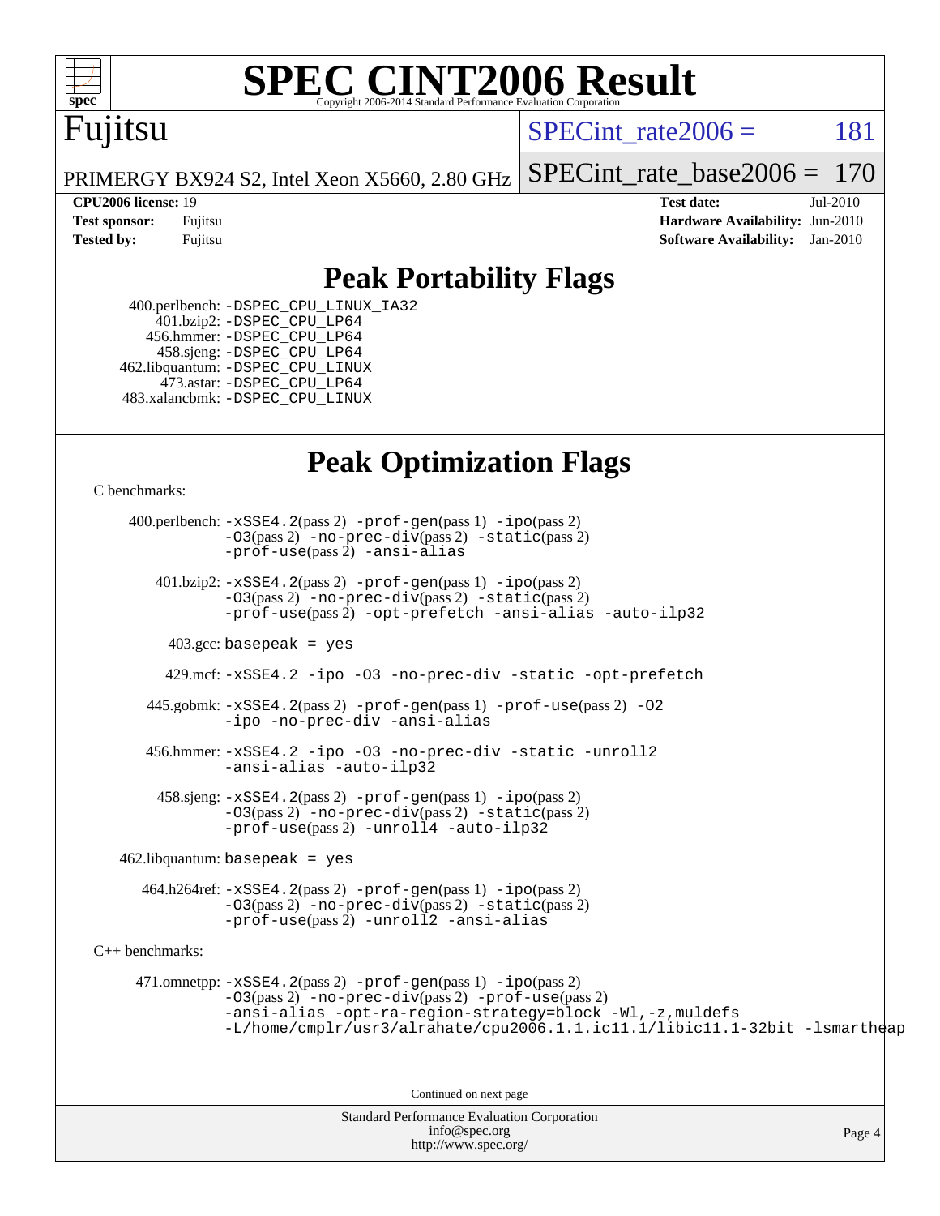# SPEC CINT2006 Result

Copyright 2006-2014 Standard Performance Evaluation Corporation

Fujitsu

PRIMERGY BX924 S2, Intel Xeon X5660, 2.80 GHz

SPECint_rate2006 = 181

SPECint_rate_base2006 = 170

**CPU2006 license:** 19
**Test sponsor:** Fujitsu
**Tested by:** Fujitsu

**Test date:** Jul-2010
**Hardware Availability:** Jun-2010
**Software Availability:** Jan-2010

## Peak Portability Flags

400.perlbench: -DSPEC_CPU_LINUX_IA32
401.bzip2: -DSPEC_CPU_LP64
456.hmmer: -DSPEC_CPU_LP64
458.sjeng: -DSPEC_CPU_LP64
462.libquantum: -DSPEC_CPU_LINUX
473.astar: -DSPEC_CPU_LP64
483.xalancbmk: -DSPEC_CPU_LINUX

## Peak Optimization Flags

C benchmarks:

400.perlbench: -xSSE4.2(pass 2) -prof-gen(pass 1) -ipo(pass 2) -O3(pass 2) -no-prec-div(pass 2) -static(pass 2) -prof-use(pass 2) -ansi-alias

401.bzip2: -xSSE4.2(pass 2) -prof-gen(pass 1) -ipo(pass 2) -O3(pass 2) -no-prec-div(pass 2) -static(pass 2) -prof-use(pass 2) -opt-prefetch -ansi-alias -auto-ilp32

403.gcc: basepeak = yes

429.mcf: -xSSE4.2 -ipo -O3 -no-prec-div -static -opt-prefetch

445.gobmk: -xSSE4.2(pass 2) -prof-gen(pass 1) -prof-use(pass 2) -O2 -ipo -no-prec-div -ansi-alias

456.hmmer: -xSSE4.2 -ipo -O3 -no-prec-div -static -unroll2 -ansi-alias -auto-ilp32

458.sjeng: -xSSE4.2(pass 2) -prof-gen(pass 1) -ipo(pass 2) -O3(pass 2) -no-prec-div(pass 2) -static(pass 2) -prof-use(pass 2) -unroll4 -auto-ilp32

462.libquantum: basepeak = yes

464.h264ref: -xSSE4.2(pass 2) -prof-gen(pass 1) -ipo(pass 2) -O3(pass 2) -no-prec-div(pass 2) -static(pass 2) -prof-use(pass 2) -unroll2 -ansi-alias

C++ benchmarks:

471.omnetpp: -xSSE4.2(pass 2) -prof-gen(pass 1) -ipo(pass 2) -O3(pass 2) -no-prec-div(pass 2) -prof-use(pass 2) -ansi-alias -opt-ra-region-strategy=block -Wl,-z,muldefs -L/home/cmplr/usr3/alrahate/cpu2006.1.1.ic11.1/libic11.1-32bit -lsmartheap

Continued on next page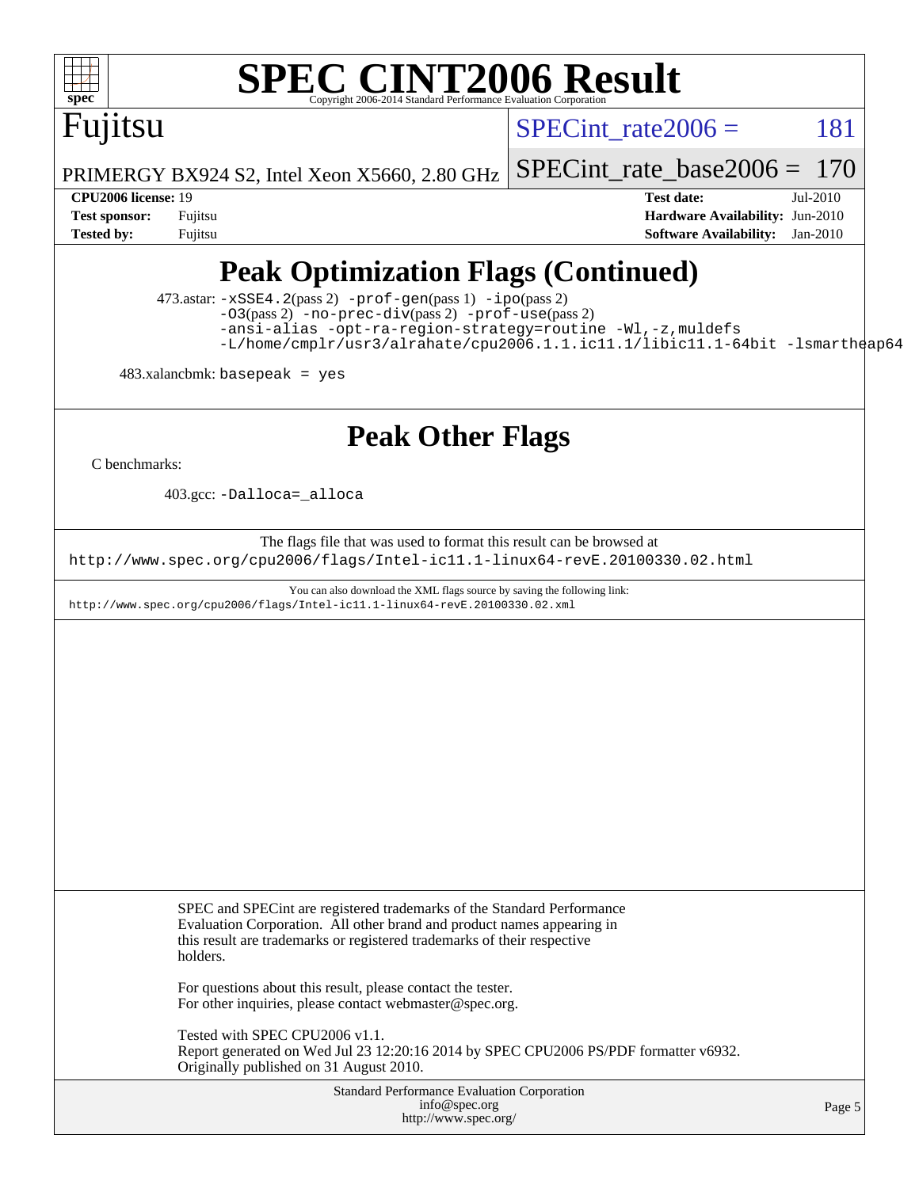# SPEC CINT2006 Result

Copyright 2006-2014 Standard Performance Evaluation Corporation

Fujitsu

PRIMERGY BX924 S2, Intel Xeon X5660, 2.80 GHz

SPECint_rate2006 = 181

SPECint_rate_base2006 = 170

**CPU2006 license:** 19
**Test sponsor:** Fujitsu
**Tested by:** Fujitsu

**Test date:** Jul-2010
**Hardware Availability:** Jun-2010
**Software Availability:** Jan-2010

## Peak Optimization Flags (Continued)

473.astar: `-xSSE4.2`(pass 2) `-prof-gen`(pass 1) `-ipo`(pass 2) `-O3`(pass 2) `-no-prec-div`(pass 2) `-prof-use`(pass 2) `-ansi-alias` `-opt-ra-region-strategy=routine` `-Wl,-z,muldefs` `-L/home/cmplr/usr3/alrahate/cpu2006.1.1.ic11.1/libic11.1-64bit` `-lsmartheap64`

483.xalancbmk: `basepeak = yes`

## Peak Other Flags

C benchmarks:

403.gcc: `-Dalloca=_alloca`

The flags file that was used to format this result can be browsed at
http://www.spec.org/cpu2006/flags/Intel-ic11.1-linux64-revE.20100330.02.html

You can also download the XML flags source by saving the following link:
http://www.spec.org/cpu2006/flags/Intel-ic11.1-linux64-revE.20100330.02.xml

SPEC and SPECint are registered trademarks of the Standard Performance Evaluation Corporation. All other brand and product names appearing in this result are trademarks or registered trademarks of their respective holders.

For questions about this result, please contact the tester.
For other inquiries, please contact webmaster@spec.org.

Tested with SPEC CPU2006 v1.1.
Report generated on Wed Jul 23 12:20:16 2014 by SPEC CPU2006 PS/PDF formatter v6932.
Originally published on 31 August 2010.

Standard Performance Evaluation Corporation
info@spec.org
http://www.spec.org/